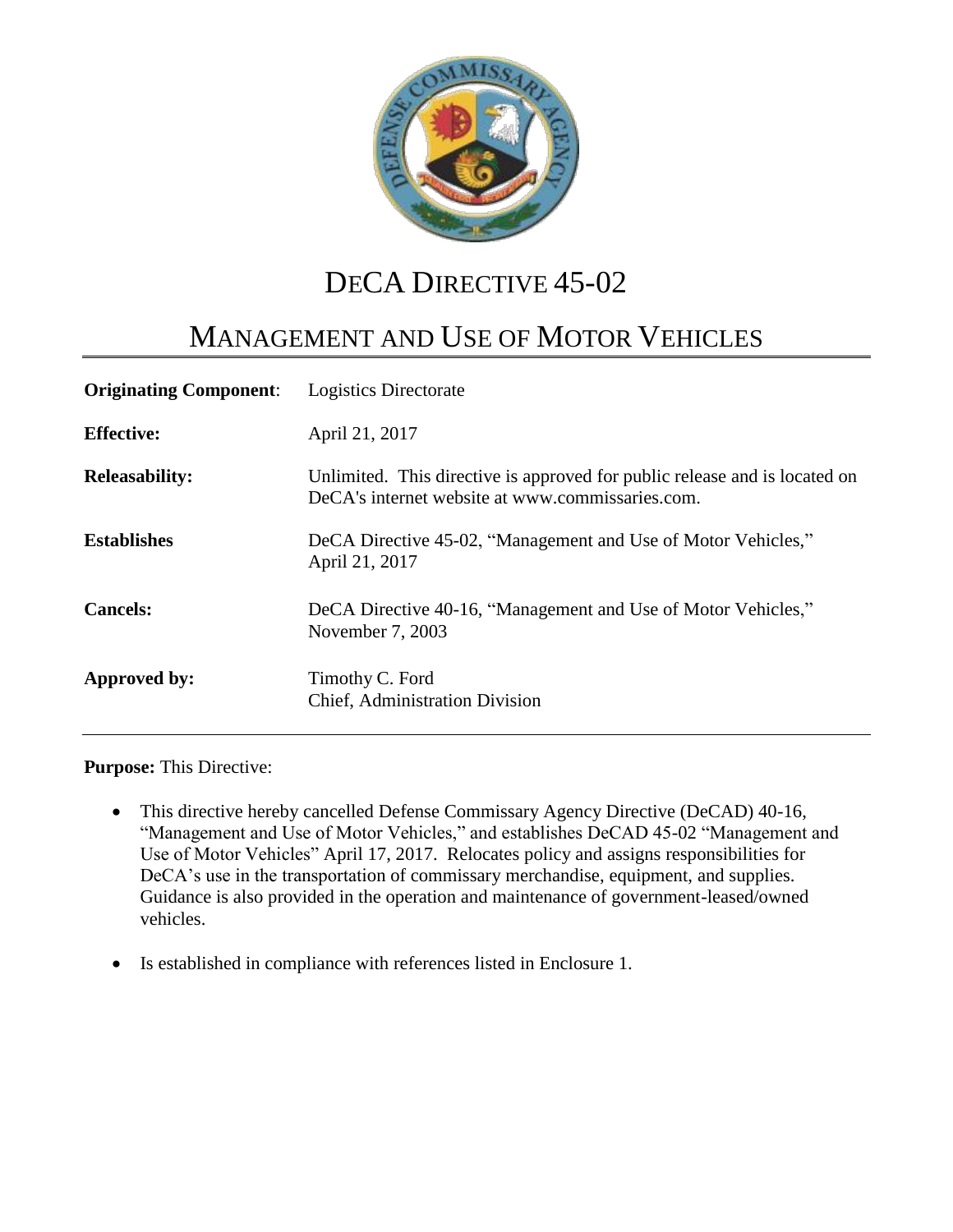# DeCA Directive 45-02

## Management and Use of Motor Vehicles

| | |
|---|---|
| **Originating Component**: | Logistics Directorate |
| **Effective:** | April 21, 2017 |
| **Releasability:** | Unlimited. This directive is approved for public release and is located on DeCA's internet website at www.commissaries.com. |
| **Establishes** | DeCA Directive 45-02, "Management and Use of Motor Vehicles," April 21, 2017 |
| **Cancels:** | DeCA Directive 40-16, "Management and Use of Motor Vehicles," November 7, 2003 |
| **Approved by:** | Timothy C. Ford<br>Chief, Administration Division |

**Purpose:** This Directive:

- This directive hereby cancelled Defense Commissary Agency Directive (DeCAD) 40-16, "Management and Use of Motor Vehicles," and establishes DeCAD 45-02 "Management and Use of Motor Vehicles" April 17, 2017. Relocates policy and assigns responsibilities for DeCA's use in the transportation of commissary merchandise, equipment, and supplies. Guidance is also provided in the operation and maintenance of government-leased/owned vehicles.

- Is established in compliance with references listed in Enclosure 1.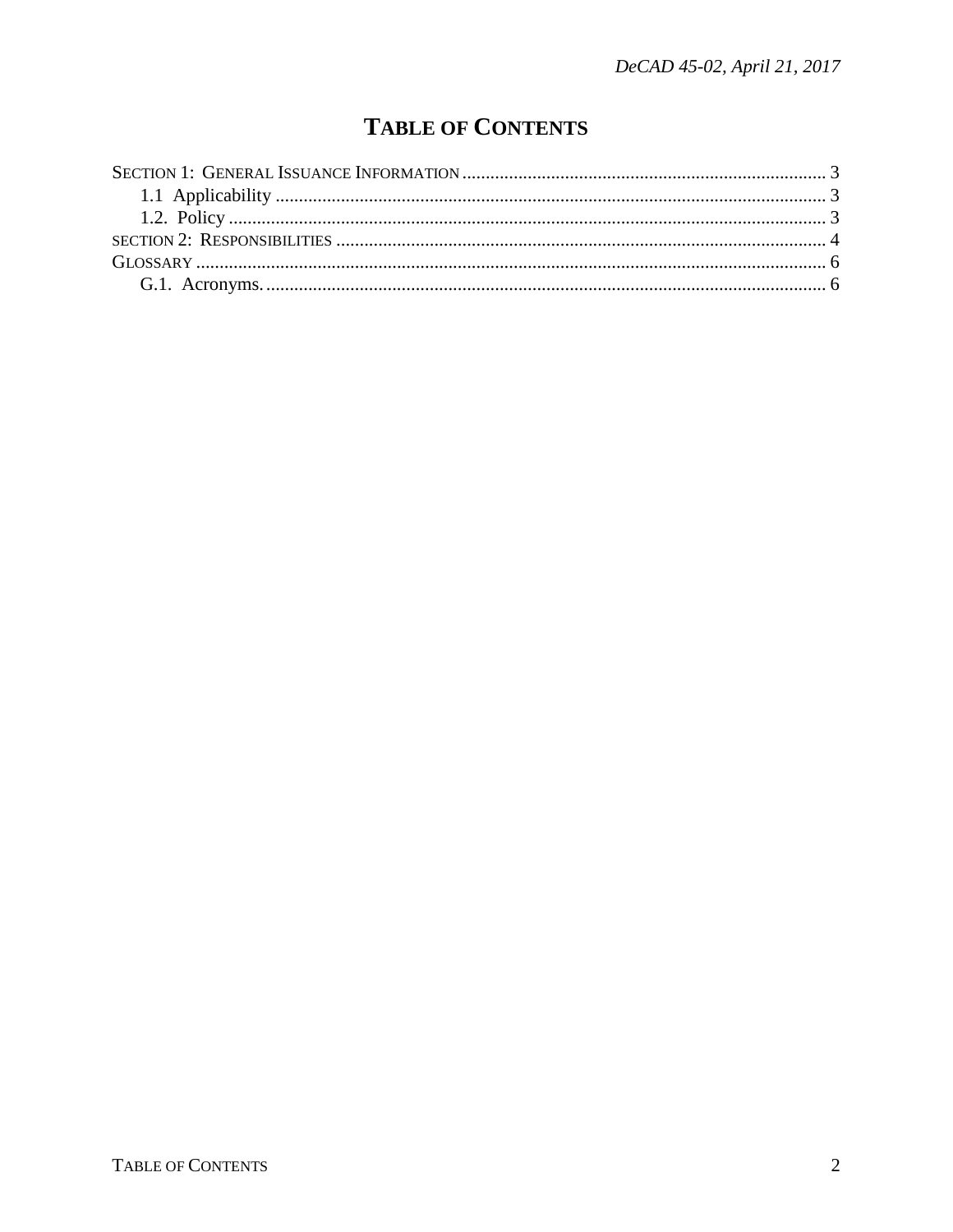# TABLE OF CONTENTS

SECTION 1: GENERAL ISSUANCE INFORMATION ............................................................................. 3
  1.1 Applicability ..................................................................................................................... 3
  1.2. Policy ............................................................................................................................... 3
SECTION 2: RESPONSIBILITIES ........................................................................................................ 4
GLOSSARY ...................................................................................................................................... 6
  G.1. Acronyms. ....................................................................................................................... 6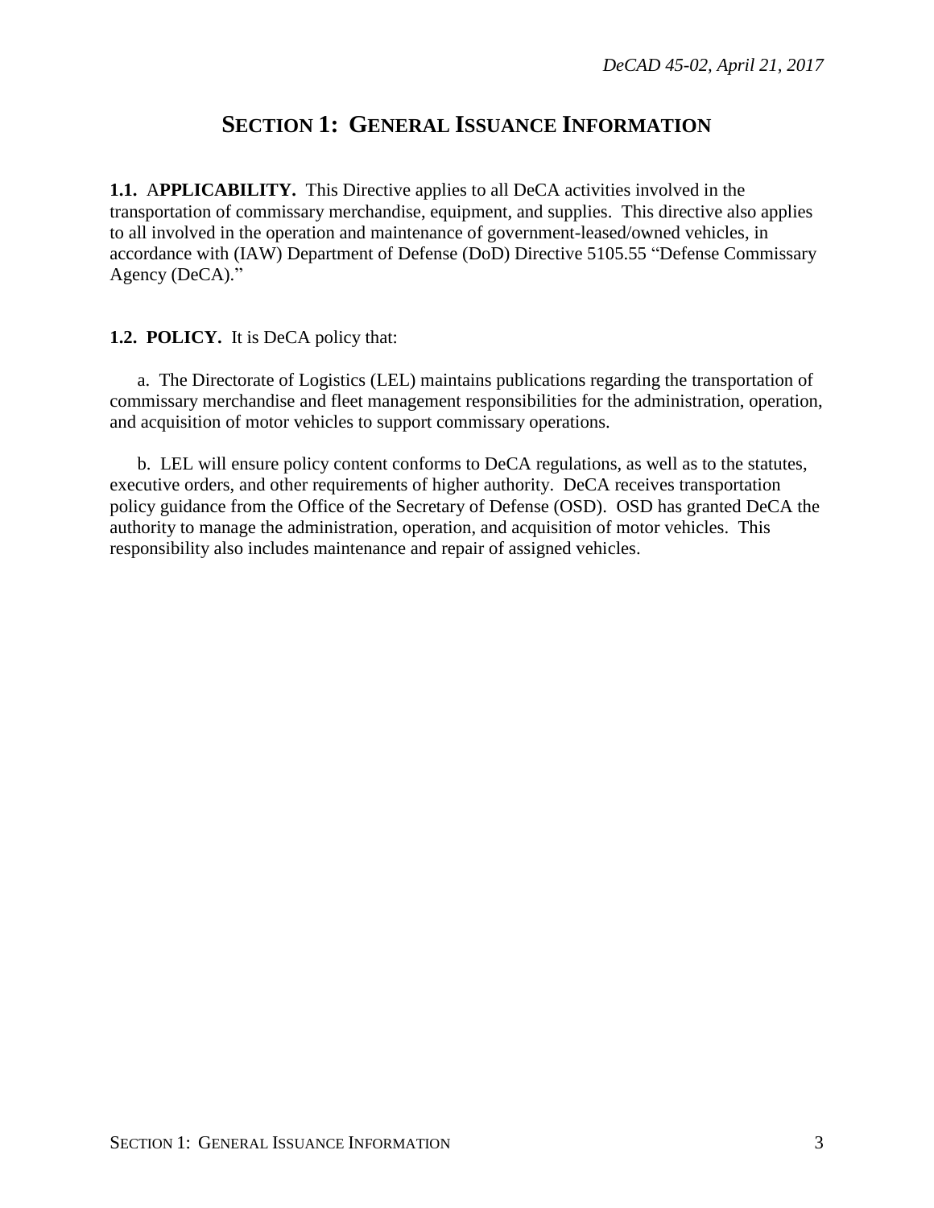# SECTION 1: GENERAL ISSUANCE INFORMATION

**1.1. APPLICABILITY.** This Directive applies to all DeCA activities involved in the transportation of commissary merchandise, equipment, and supplies. This directive also applies to all involved in the operation and maintenance of government-leased/owned vehicles, in accordance with (IAW) Department of Defense (DoD) Directive 5105.55 "Defense Commissary Agency (DeCA)."

**1.2. POLICY.** It is DeCA policy that:

a. The Directorate of Logistics (LEL) maintains publications regarding the transportation of commissary merchandise and fleet management responsibilities for the administration, operation, and acquisition of motor vehicles to support commissary operations.

b. LEL will ensure policy content conforms to DeCA regulations, as well as to the statutes, executive orders, and other requirements of higher authority. DeCA receives transportation policy guidance from the Office of the Secretary of Defense (OSD). OSD has granted DeCA the authority to manage the administration, operation, and acquisition of motor vehicles. This responsibility also includes maintenance and repair of assigned vehicles.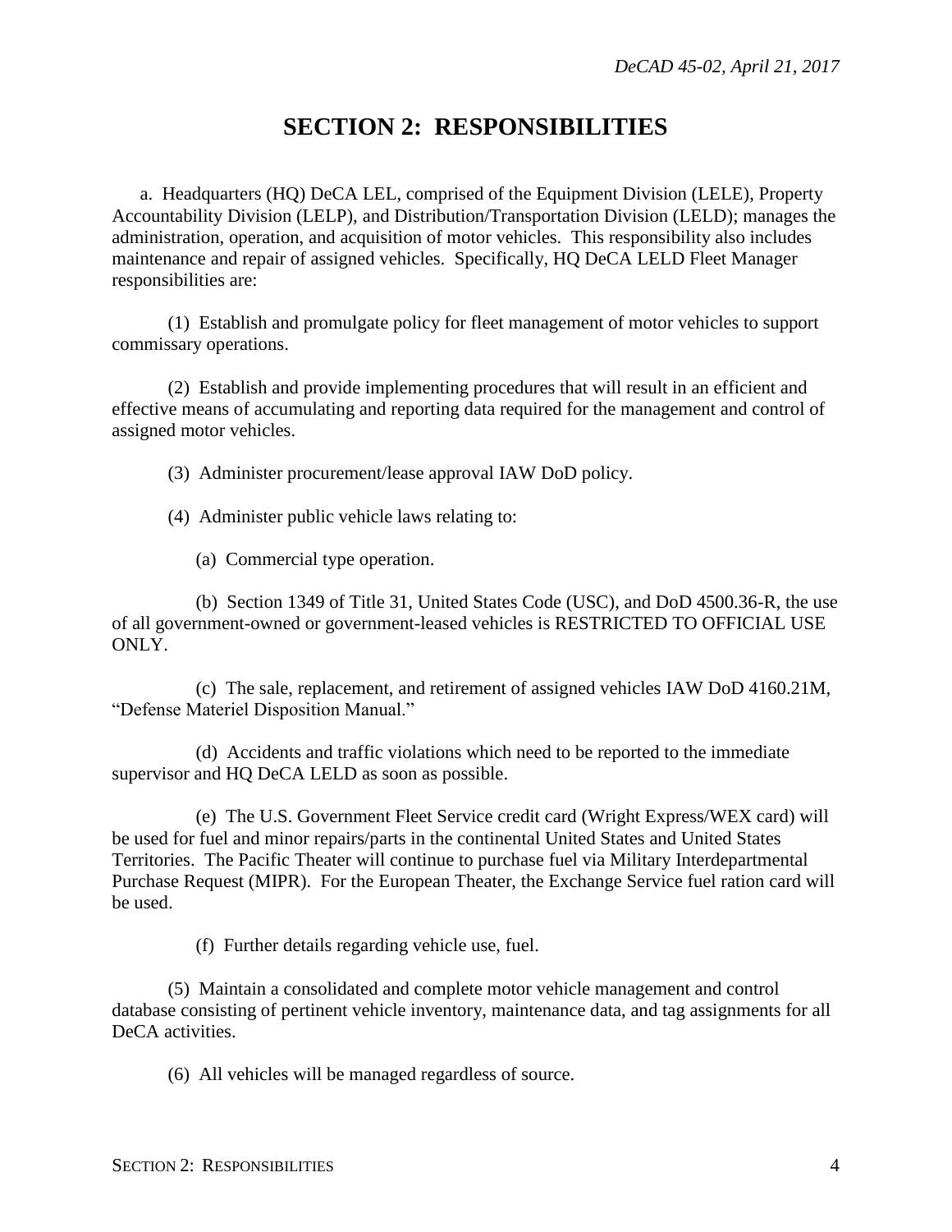# SECTION 2: RESPONSIBILITIES

a. Headquarters (HQ) DeCA LEL, comprised of the Equipment Division (LELE), Property Accountability Division (LELP), and Distribution/Transportation Division (LELD); manages the administration, operation, and acquisition of motor vehicles. This responsibility also includes maintenance and repair of assigned vehicles. Specifically, HQ DeCA LELD Fleet Manager responsibilities are:

(1) Establish and promulgate policy for fleet management of motor vehicles to support commissary operations.

(2) Establish and provide implementing procedures that will result in an efficient and effective means of accumulating and reporting data required for the management and control of assigned motor vehicles.

(3) Administer procurement/lease approval IAW DoD policy.

(4) Administer public vehicle laws relating to:

(a) Commercial type operation.

(b) Section 1349 of Title 31, United States Code (USC), and DoD 4500.36-R, the use of all government-owned or government-leased vehicles is RESTRICTED TO OFFICIAL USE ONLY.

(c) The sale, replacement, and retirement of assigned vehicles IAW DoD 4160.21M, "Defense Materiel Disposition Manual."

(d) Accidents and traffic violations which need to be reported to the immediate supervisor and HQ DeCA LELD as soon as possible.

(e) The U.S. Government Fleet Service credit card (Wright Express/WEX card) will be used for fuel and minor repairs/parts in the continental United States and United States Territories. The Pacific Theater will continue to purchase fuel via Military Interdepartmental Purchase Request (MIPR). For the European Theater, the Exchange Service fuel ration card will be used.

(f) Further details regarding vehicle use, fuel.

(5) Maintain a consolidated and complete motor vehicle management and control database consisting of pertinent vehicle inventory, maintenance data, and tag assignments for all DeCA activities.

(6) All vehicles will be managed regardless of source.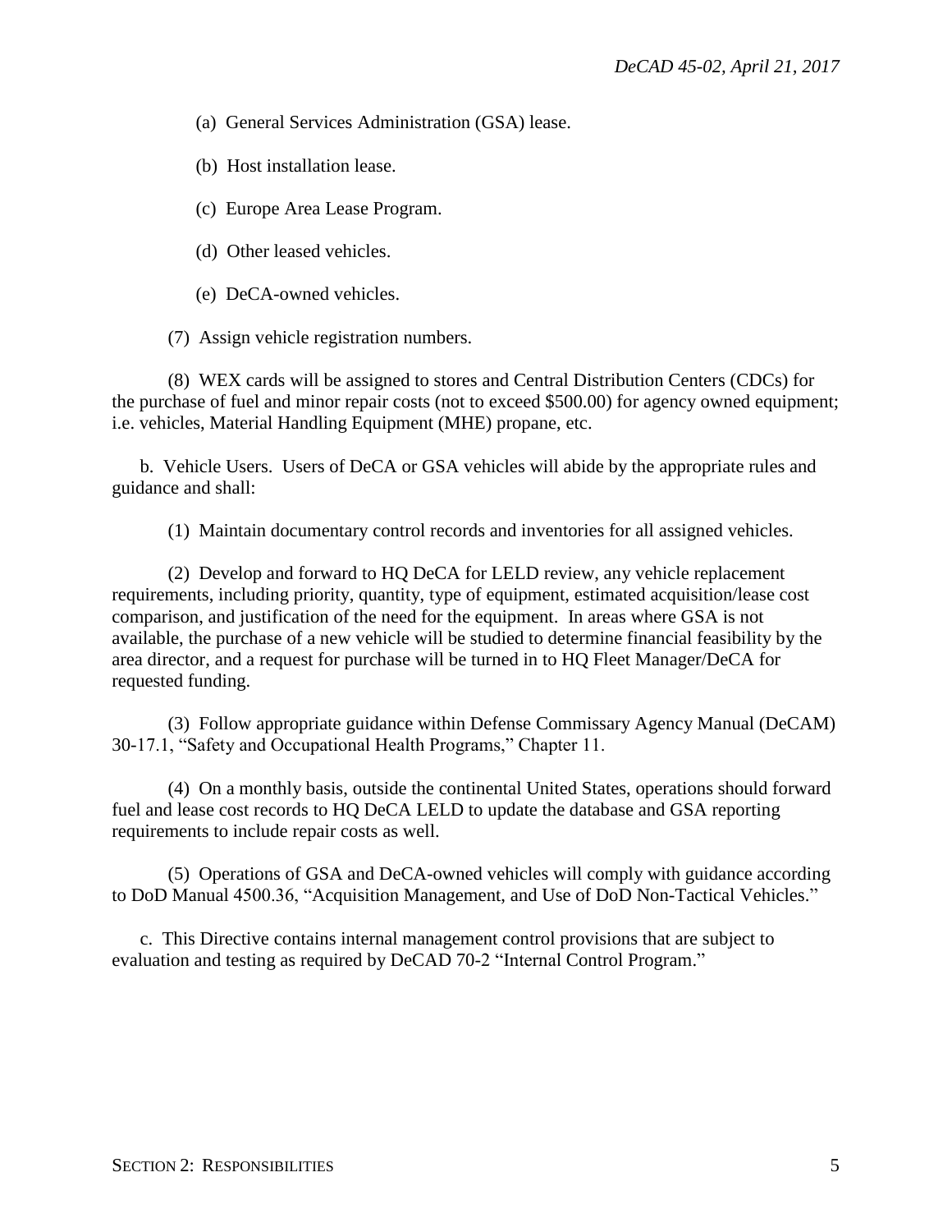(a) General Services Administration (GSA) lease.

(b) Host installation lease.

(c) Europe Area Lease Program.

(d) Other leased vehicles.

(e) DeCA-owned vehicles.

(7) Assign vehicle registration numbers.

(8) WEX cards will be assigned to stores and Central Distribution Centers (CDCs) for the purchase of fuel and minor repair costs (not to exceed $500.00) for agency owned equipment; i.e. vehicles, Material Handling Equipment (MHE) propane, etc.

b. Vehicle Users. Users of DeCA or GSA vehicles will abide by the appropriate rules and guidance and shall:

(1) Maintain documentary control records and inventories for all assigned vehicles.

(2) Develop and forward to HQ DeCA for LELD review, any vehicle replacement requirements, including priority, quantity, type of equipment, estimated acquisition/lease cost comparison, and justification of the need for the equipment. In areas where GSA is not available, the purchase of a new vehicle will be studied to determine financial feasibility by the area director, and a request for purchase will be turned in to HQ Fleet Manager/DeCA for requested funding.

(3) Follow appropriate guidance within Defense Commissary Agency Manual (DeCAM) 30-17.1, "Safety and Occupational Health Programs," Chapter 11.

(4) On a monthly basis, outside the continental United States, operations should forward fuel and lease cost records to HQ DeCA LELD to update the database and GSA reporting requirements to include repair costs as well.

(5) Operations of GSA and DeCA-owned vehicles will comply with guidance according to DoD Manual 4500.36, "Acquisition Management, and Use of DoD Non-Tactical Vehicles."

c. This Directive contains internal management control provisions that are subject to evaluation and testing as required by DeCAD 70-2 "Internal Control Program."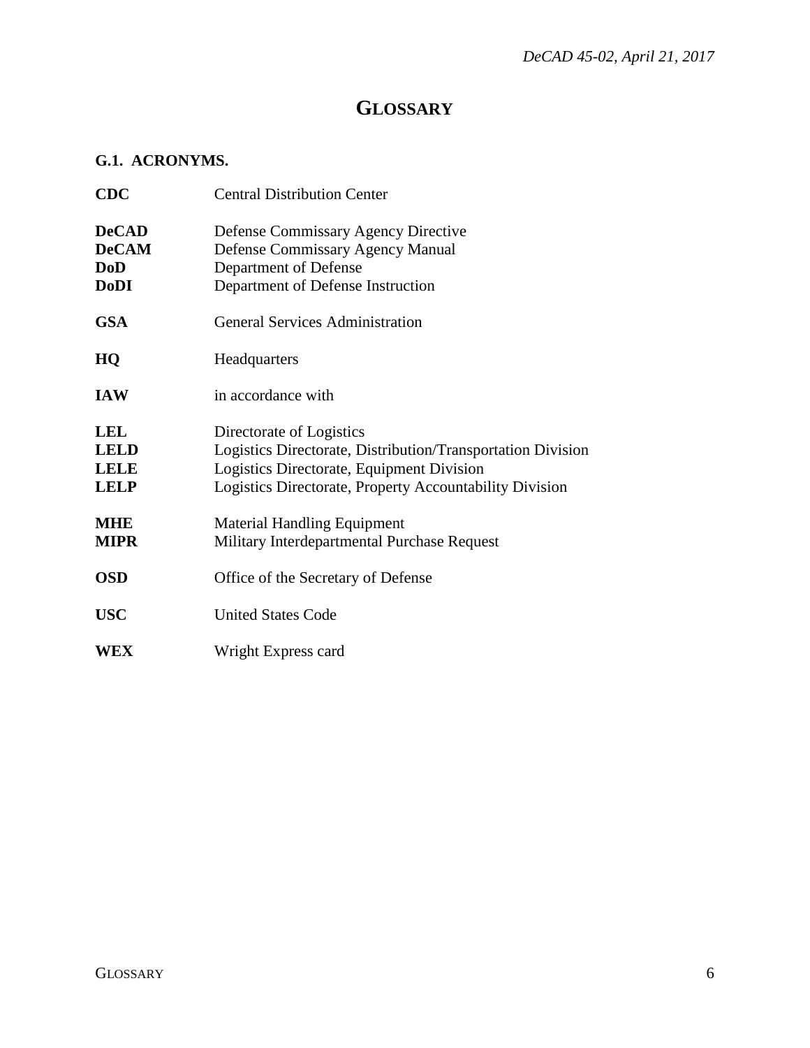# GLOSSARY

## G.1. ACRONYMS.

| | |
|---|---|
| **CDC** | Central Distribution Center |
| **DeCAD** | Defense Commissary Agency Directive |
| **DeCAM** | Defense Commissary Agency Manual |
| **DoD** | Department of Defense |
| **DoDI** | Department of Defense Instruction |
| **GSA** | General Services Administration |
| **HQ** | Headquarters |
| **IAW** | in accordance with |
| **LEL** | Directorate of Logistics |
| **LELD** | Logistics Directorate, Distribution/Transportation Division |
| **LELE** | Logistics Directorate, Equipment Division |
| **LELP** | Logistics Directorate, Property Accountability Division |
| **MHE** | Material Handling Equipment |
| **MIPR** | Military Interdepartmental Purchase Request |
| **OSD** | Office of the Secretary of Defense |
| **USC** | United States Code |
| **WEX** | Wright Express card |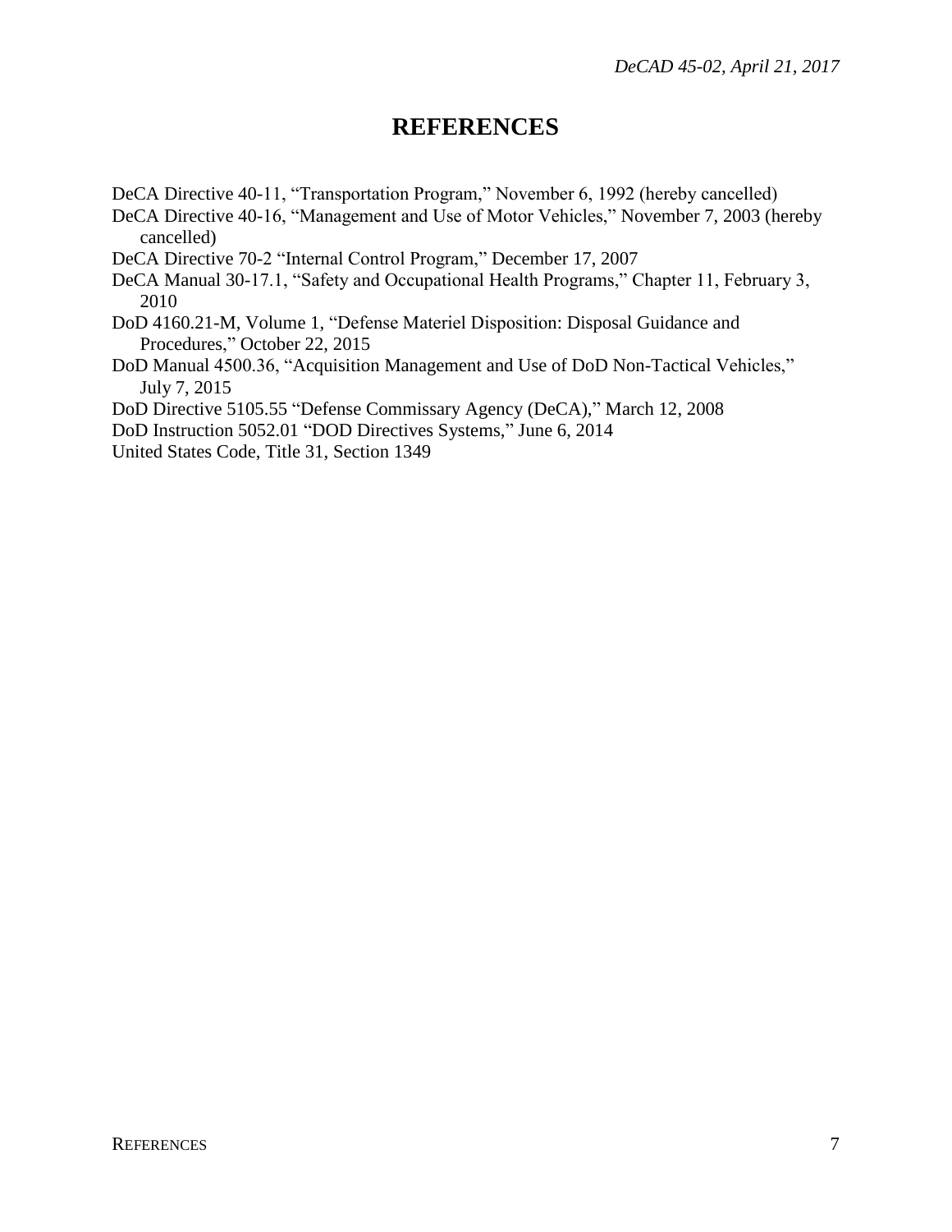# REFERENCES

DeCA Directive 40-11, "Transportation Program," November 6, 1992 (hereby cancelled)
DeCA Directive 40-16, "Management and Use of Motor Vehicles," November 7, 2003 (hereby cancelled)
DeCA Directive 70-2 "Internal Control Program," December 17, 2007
DeCA Manual 30-17.1, "Safety and Occupational Health Programs," Chapter 11, February 3, 2010
DoD 4160.21-M, Volume 1, "Defense Materiel Disposition: Disposal Guidance and Procedures," October 22, 2015
DoD Manual 4500.36, "Acquisition Management and Use of DoD Non-Tactical Vehicles," July 7, 2015
DoD Directive 5105.55 "Defense Commissary Agency (DeCA)," March 12, 2008
DoD Instruction 5052.01 "DOD Directives Systems," June 6, 2014
United States Code, Title 31, Section 1349